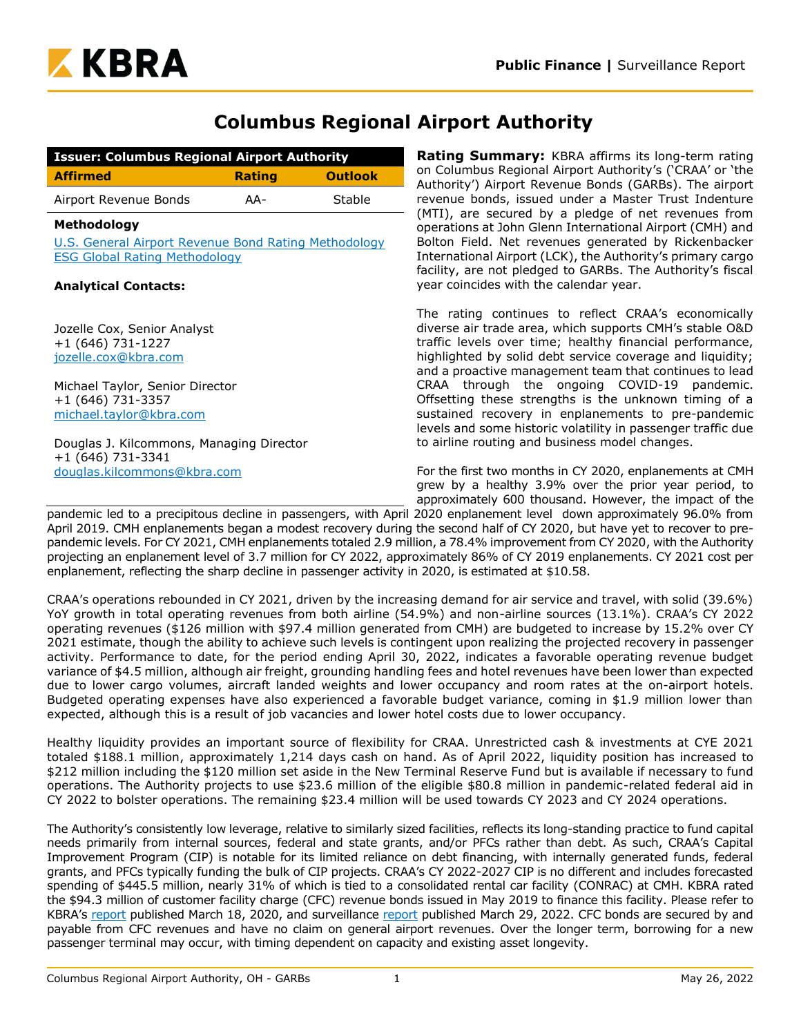# Columbus Regional Airport Authority

| Issuer: Columbus Regional Airport Authority | | |
|---|---|---|
| **Affirmed** | **Rating** | **Outlook** |
| Airport Revenue Bonds | AA- | Stable |

**Methodology**

[U.S. General Airport Revenue Bond Rating Methodology](#)
[ESG Global Rating Methodology](#)

**Analytical Contacts:**

Jozelle Cox, Senior Analyst
+1 (646) 731-1227
jozelle.cox@kbra.com

Michael Taylor, Senior Director
+1 (646) 731-3357
michael.taylor@kbra.com

Douglas J. Kilcommons, Managing Director
+1 (646) 731-3341
douglas.kilcommons@kbra.com

**Rating Summary:** KBRA affirms its long-term rating on Columbus Regional Airport Authority's ('CRAA' or 'the Authority') Airport Revenue Bonds (GARBs). The airport revenue bonds, issued under a Master Trust Indenture (MTI), are secured by a pledge of net revenues from operations at John Glenn International Airport (CMH) and Bolton Field. Net revenues generated by Rickenbacker International Airport (LCK), the Authority's primary cargo facility, are not pledged to GARBs. The Authority's fiscal year coincides with the calendar year.

The rating continues to reflect CRAA's economically diverse air trade area, which supports CMH's stable O&D traffic levels over time; healthy financial performance, highlighted by solid debt service coverage and liquidity; and a proactive management team that continues to lead CRAA through the ongoing COVID-19 pandemic. Offsetting these strengths is the unknown timing of a sustained recovery in enplanements to pre-pandemic levels and some historic volatility in passenger traffic due to airline routing and business model changes.

For the first two months in CY 2020, enplanements at CMH grew by a healthy 3.9% over the prior year period, to approximately 600 thousand. However, the impact of the pandemic led to a precipitous decline in passengers, with April 2020 enplanement level down approximately 96.0% from April 2019. CMH enplanements began a modest recovery during the second half of CY 2020, but have yet to recover to pre-pandemic levels. For CY 2021, CMH enplanements totaled 2.9 million, a 78.4% improvement from CY 2020, with the Authority projecting an enplanement level of 3.7 million for CY 2022, approximately 86% of CY 2019 enplanements. CY 2021 cost per enplanement, reflecting the sharp decline in passenger activity in 2020, is estimated at $10.58.

CRAA's operations rebounded in CY 2021, driven by the increasing demand for air service and travel, with solid (39.6%) YoY growth in total operating revenues from both airline (54.9%) and non-airline sources (13.1%). CRAA's CY 2022 operating revenues ($126 million with $97.4 million generated from CMH) are budgeted to increase by 15.2% over CY 2021 estimate, though the ability to achieve such levels is contingent upon realizing the projected recovery in passenger activity. Performance to date, for the period ending April 30, 2022, indicates a favorable operating revenue budget variance of $4.5 million, although air freight, grounding handling fees and hotel revenues have been lower than expected due to lower cargo volumes, aircraft landed weights and lower occupancy and room rates at the on-airport hotels. Budgeted operating expenses have also experienced a favorable budget variance, coming in $1.9 million lower than expected, although this is a result of job vacancies and lower hotel costs due to lower occupancy.

Healthy liquidity provides an important source of flexibility for CRAA. Unrestricted cash & investments at CYE 2021 totaled $188.1 million, approximately 1,214 days cash on hand. As of April 2022, liquidity position has increased to $212 million including the $120 million set aside in the New Terminal Reserve Fund but is available if necessary to fund operations. The Authority projects to use $23.6 million of the eligible $80.8 million in pandemic-related federal aid in CY 2022 to bolster operations. The remaining $23.4 million will be used towards CY 2023 and CY 2024 operations.

The Authority's consistently low leverage, relative to similarly sized facilities, reflects its long-standing practice to fund capital needs primarily from internal sources, federal and state grants, and/or PFCs rather than debt. As such, CRAA's Capital Improvement Program (CIP) is notable for its limited reliance on debt financing, with internally generated funds, federal grants, and PFCs typically funding the bulk of CIP projects. CRAA's CY 2022-2027 CIP is no different and includes forecasted spending of $445.5 million, nearly 31% of which is tied to a consolidated rental car facility (CONRAC) at CMH. KBRA rated the $94.3 million of customer facility charge (CFC) revenue bonds issued in May 2019 to finance this facility. Please refer to KBRA's [report](#) published March 18, 2020, and surveillance [report](#) published March 29, 2022. CFC bonds are secured by and payable from CFC revenues and have no claim on general airport revenues. Over the longer term, borrowing for a new passenger terminal may occur, with timing dependent on capacity and existing asset longevity.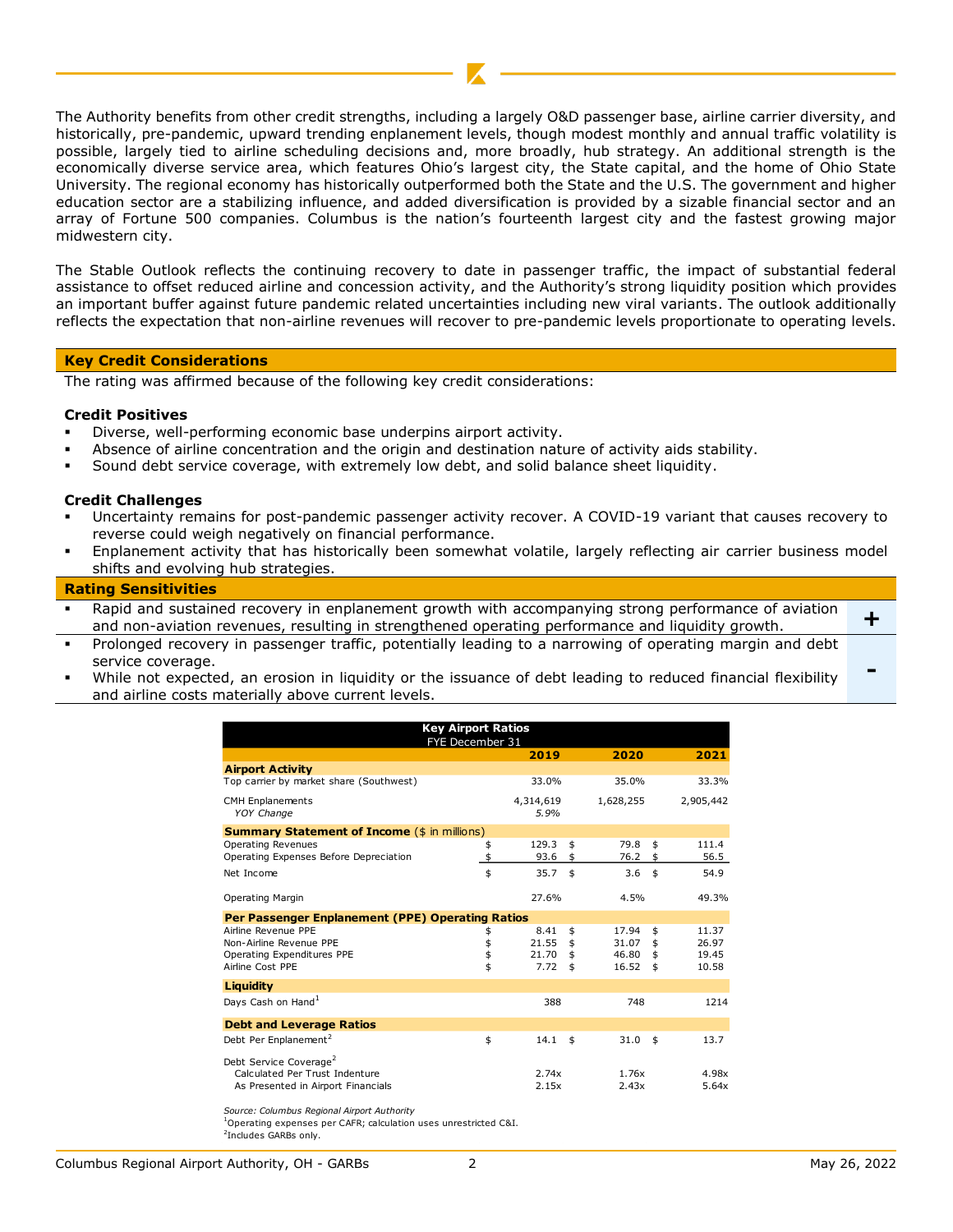The Authority benefits from other credit strengths, including a largely O&D passenger base, airline carrier diversity, and historically, pre-pandemic, upward trending enplanement levels, though modest monthly and annual traffic volatility is possible, largely tied to airline scheduling decisions and, more broadly, hub strategy. An additional strength is the economically diverse service area, which features Ohio's largest city, the State capital, and the home of Ohio State University. The regional economy has historically outperformed both the State and the U.S. The government and higher education sector are a stabilizing influence, and added diversification is provided by a sizable financial sector and an array of Fortune 500 companies. Columbus is the nation's fourteenth largest city and the fastest growing major midwestern city.

The Stable Outlook reflects the continuing recovery to date in passenger traffic, the impact of substantial federal assistance to offset reduced airline and concession activity, and the Authority's strong liquidity position which provides an important buffer against future pandemic related uncertainties including new viral variants. The outlook additionally reflects the expectation that non-airline revenues will recover to pre-pandemic levels proportionate to operating levels.

## Key Credit Considerations

The rating was affirmed because of the following key credit considerations:

### Credit Positives

- Diverse, well-performing economic base underpins airport activity.
- Absence of airline concentration and the origin and destination nature of activity aids stability.
- Sound debt service coverage, with extremely low debt, and solid balance sheet liquidity.

### Credit Challenges

- Uncertainty remains for post-pandemic passenger activity recover. A COVID-19 variant that causes recovery to reverse could weigh negatively on financial performance.
- Enplanement activity that has historically been somewhat volatile, largely reflecting air carrier business model shifts and evolving hub strategies.

## Rating Sensitivities

| | |
|---|---|
| ▪ Rapid and sustained recovery in enplanement growth with accompanying strong performance of aviation and non-aviation revenues, resulting in strengthened operating performance and liquidity growth. | + |
| ▪ Prolonged recovery in passenger traffic, potentially leading to a narrowing of operating margin and debt service coverage.<br>▪ While not expected, an erosion in liquidity or the issuance of debt leading to reduced financial flexibility and airline costs materially above current levels. | - |

**Key Airport Ratios**
FYE December 31

| | 2019 | 2020 | 2021 |
|---|---|---|---|
| **Airport Activity** | | | |
| Top carrier by market share (Southwest) | 33.0% | 35.0% | 33.3% |
| CMH Enplanements | 4,314,619 | 1,628,255 | 2,905,442 |
| *YOY Change* | *5.9%* | | |
| **Summary Statement of Income** ($ in millions) | | | |
| Operating Revenues | $ 129.3 | $ 79.8 | $ 111.4 |
| Operating Expenses Before Depreciation | $ 93.6 | $ 76.2 | $ 56.5 |
| Net Income | $ 35.7 | $ 3.6 | $ 54.9 |
| Operating Margin | 27.6% | 4.5% | 49.3% |
| **Per Passenger Enplanement (PPE) Operating Ratios** | | | |
| Airline Revenue PPE | $ 8.41 | $ 17.94 | $ 11.37 |
| Non-Airline Revenue PPE | $ 21.55 | $ 31.07 | $ 26.97 |
| Operating Expenditures PPE | $ 21.70 | $ 46.80 | $ 19.45 |
| Airline Cost PPE | $ 7.72 | $ 16.52 | $ 10.58 |
| **Liquidity** | | | |
| Days Cash on Hand[1] | 388 | 748 | 1214 |
| **Debt and Leverage Ratios** | | | |
| Debt Per Enplanement[2] | $ 14.1 | $ 31.0 | $ 13.7 |
| Debt Service Coverage[2] | | | |
| Calculated Per Trust Indenture | 2.74x | 1.76x | 4.98x |
| As Presented in Airport Financials | 2.15x | 2.43x | 5.64x |

*Source: Columbus Regional Airport Authority*
[1]Operating expenses per CAFR; calculation uses unrestricted C&I.
[2]Includes GARBs only.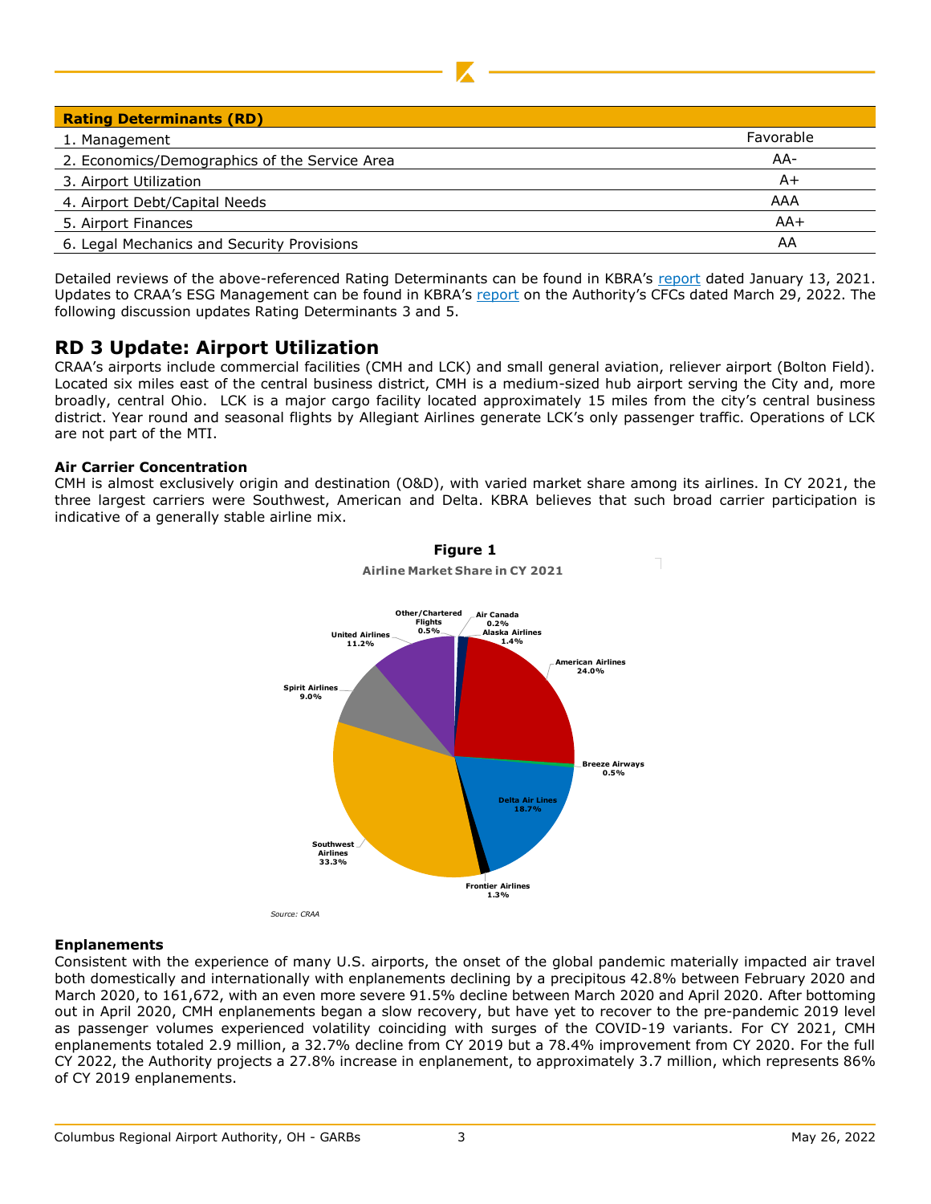| Rating Determinants (RD) | |
|---|---|
| 1. Management | Favorable |
| 2. Economics/Demographics of the Service Area | AA- |
| 3. Airport Utilization | A+ |
| 4. Airport Debt/Capital Needs | AAA |
| 5. Airport Finances | AA+ |
| 6. Legal Mechanics and Security Provisions | AA |

Detailed reviews of the above-referenced Rating Determinants can be found in KBRA's report dated January 13, 2021. Updates to CRAA's ESG Management can be found in KBRA's report on the Authority's CFCs dated March 29, 2022. The following discussion updates Rating Determinants 3 and 5.

## RD 3 Update: Airport Utilization

CRAA's airports include commercial facilities (CMH and LCK) and small general aviation, reliever airport (Bolton Field). Located six miles east of the central business district, CMH is a medium-sized hub airport serving the City and, more broadly, central Ohio. LCK is a major cargo facility located approximately 15 miles from the city's central business district. Year round and seasonal flights by Allegiant Airlines generate LCK's only passenger traffic. Operations of LCK are not part of the MTI.

### Air Carrier Concentration

CMH is almost exclusively origin and destination (O&D), with varied market share among its airlines. In CY 2021, the three largest carriers were Southwest, American and Delta. KBRA believes that such broad carrier participation is indicative of a generally stable airline mix.

**Figure 1**

**Airline Market Share in CY 2021**

| Airline | Market Share |
|---|---|
| Air Canada | 0.2% |
| Alaska Airlines | 1.4% |
| American Airlines | 24.0% |
| Breeze Airways | 0.5% |
| Delta Air Lines | 18.7% |
| Frontier Airlines | 1.3% |
| Southwest Airlines | 33.3% |
| Spirit Airlines | 9.0% |
| United Airlines | 11.2% |
| Other/Chartered Flights | 0.5% |

*Source: CRAA*

### Enplanements

Consistent with the experience of many U.S. airports, the onset of the global pandemic materially impacted air travel both domestically and internationally with enplanements declining by a precipitous 42.8% between February 2020 and March 2020, to 161,672, with an even more severe 91.5% decline between March 2020 and April 2020. After bottoming out in April 2020, CMH enplanements began a slow recovery, but have yet to recover to the pre-pandemic 2019 level as passenger volumes experienced volatility coinciding with surges of the COVID-19 variants. For CY 2021, CMH enplanements totaled 2.9 million, a 32.7% decline from CY 2019 but a 78.4% improvement from CY 2020. For the full CY 2022, the Authority projects a 27.8% increase in enplanement, to approximately 3.7 million, which represents 86% of CY 2019 enplanements.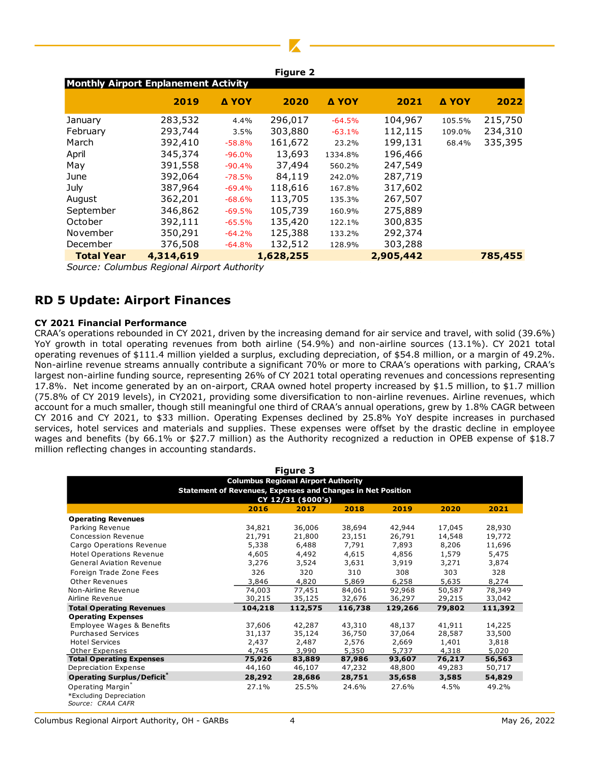**Figure 2**

| Monthly Airport Enplanement Activity | 2019 | Δ YOY | 2020 | Δ YOY | 2021 | Δ YOY | 2022 |
|---|---|---|---|---|---|---|---|
| January | 283,532 | 4.4% | 296,017 | -64.5% | 104,967 | 105.5% | 215,750 |
| February | 293,744 | 3.5% | 303,880 | -63.1% | 112,115 | 109.0% | 234,310 |
| March | 392,410 | -58.8% | 161,672 | 23.2% | 199,131 | 68.4% | 335,395 |
| April | 345,374 | -96.0% | 13,693 | 1334.8% | 196,466 | | |
| May | 391,558 | -90.4% | 37,494 | 560.2% | 247,549 | | |
| June | 392,064 | -78.5% | 84,119 | 242.0% | 287,719 | | |
| July | 387,964 | -69.4% | 118,616 | 167.8% | 317,602 | | |
| August | 362,201 | -68.6% | 113,705 | 135.3% | 267,507 | | |
| September | 346,862 | -69.5% | 105,739 | 160.9% | 275,889 | | |
| October | 392,111 | -65.5% | 135,420 | 122.1% | 300,835 | | |
| November | 350,291 | -64.2% | 125,388 | 133.2% | 292,374 | | |
| December | 376,508 | -64.8% | 132,512 | 128.9% | 303,288 | | |
| **Total Year** | **4,314,619** | | **1,628,255** | | **2,905,442** | | **785,455** |

*Source: Columbus Regional Airport Authority*

## RD 5 Update: Airport Finances

### CY 2021 Financial Performance

CRAA's operations rebounded in CY 2021, driven by the increasing demand for air service and travel, with solid (39.6%) YoY growth in total operating revenues from both airline (54.9%) and non-airline sources (13.1%). CY 2021 total operating revenues of $111.4 million yielded a surplus, excluding depreciation, of $54.8 million, or a margin of 49.2%. Non-airline revenue streams annually contribute a significant 70% or more to CRAA's operations with parking, CRAA's largest non-airline funding source, representing 26% of CY 2021 total operating revenues and concessions representing 17.8%. Net income generated by an on-airport, CRAA owned hotel property increased by $1.5 million, to $1.7 million (75.8% of CY 2019 levels), in CY2021, providing some diversification to non-airline revenues. Airline revenues, which account for a much smaller, though still meaningful one third of CRAA's annual operations, grew by 1.8% CAGR between CY 2016 and CY 2021, to $33 million. Operating Expenses declined by 25.8% YoY despite increases in purchased services, hotel services and materials and supplies. These expenses were offset by the drastic decline in employee wages and benefits (by 66.1% or $27.7 million) as the Authority recognized a reduction in OPEB expense of $18.7 million reflecting changes in accounting standards.

**Figure 3**

**Columbus Regional Airport Authority**
**Statement of Revenues, Expenses and Changes in Net Position**
**CY 12/31 ($000's)**

| | 2016 | 2017 | 2018 | 2019 | 2020 | 2021 |
|---|---|---|---|---|---|---|
| **Operating Revenues** | | | | | | |
| Parking Revenue | 34,821 | 36,006 | 38,694 | 42,944 | 17,045 | 28,930 |
| Concession Revenue | 21,791 | 21,800 | 23,151 | 26,791 | 14,548 | 19,772 |
| Cargo Operations Revenue | 5,338 | 6,488 | 7,791 | 7,893 | 8,206 | 11,696 |
| Hotel Operations Revenue | 4,605 | 4,492 | 4,615 | 4,856 | 1,579 | 5,475 |
| General Aviation Revenue | 3,276 | 3,524 | 3,631 | 3,919 | 3,271 | 3,874 |
| Foreign Trade Zone Fees | 326 | 320 | 310 | 308 | 303 | 328 |
| Other Revenues | 3,846 | 4,820 | 5,869 | 6,258 | 5,635 | 8,274 |
| Non-Airline Revenue | 74,003 | 77,451 | 84,061 | 92,968 | 50,587 | 78,349 |
| Airline Revenue | 30,215 | 35,125 | 32,676 | 36,297 | 29,215 | 33,042 |
| **Total Operating Revenues** | **104,218** | **112,575** | **116,738** | **129,266** | **79,802** | **111,392** |
| **Operating Expenses** | | | | | | |
| Employee Wages & Benefits | 37,606 | 42,287 | 43,310 | 48,137 | 41,911 | 14,225 |
| Purchased Services | 31,137 | 35,124 | 36,750 | 37,064 | 28,587 | 33,500 |
| Hotel Services | 2,437 | 2,487 | 2,576 | 2,669 | 1,401 | 3,818 |
| Other Expenses | 4,745 | 3,990 | 5,350 | 5,737 | 4,318 | 5,020 |
| **Total Operating Expenses** | **75,926** | **83,889** | **87,986** | **93,607** | **76,217** | **56,563** |
| Depreciation Expense | 44,160 | 46,107 | 47,232 | 48,800 | 49,283 | 50,717 |
| **Operating Surplus/Deficit*** | **28,292** | **28,686** | **28,751** | **35,658** | **3,585** | **54,829** |
| Operating Margin* | 27.1% | 25.5% | 24.6% | 27.6% | 4.5% | 49.2% |

*Excluding Depreciation

*Source: CRAA CAFR*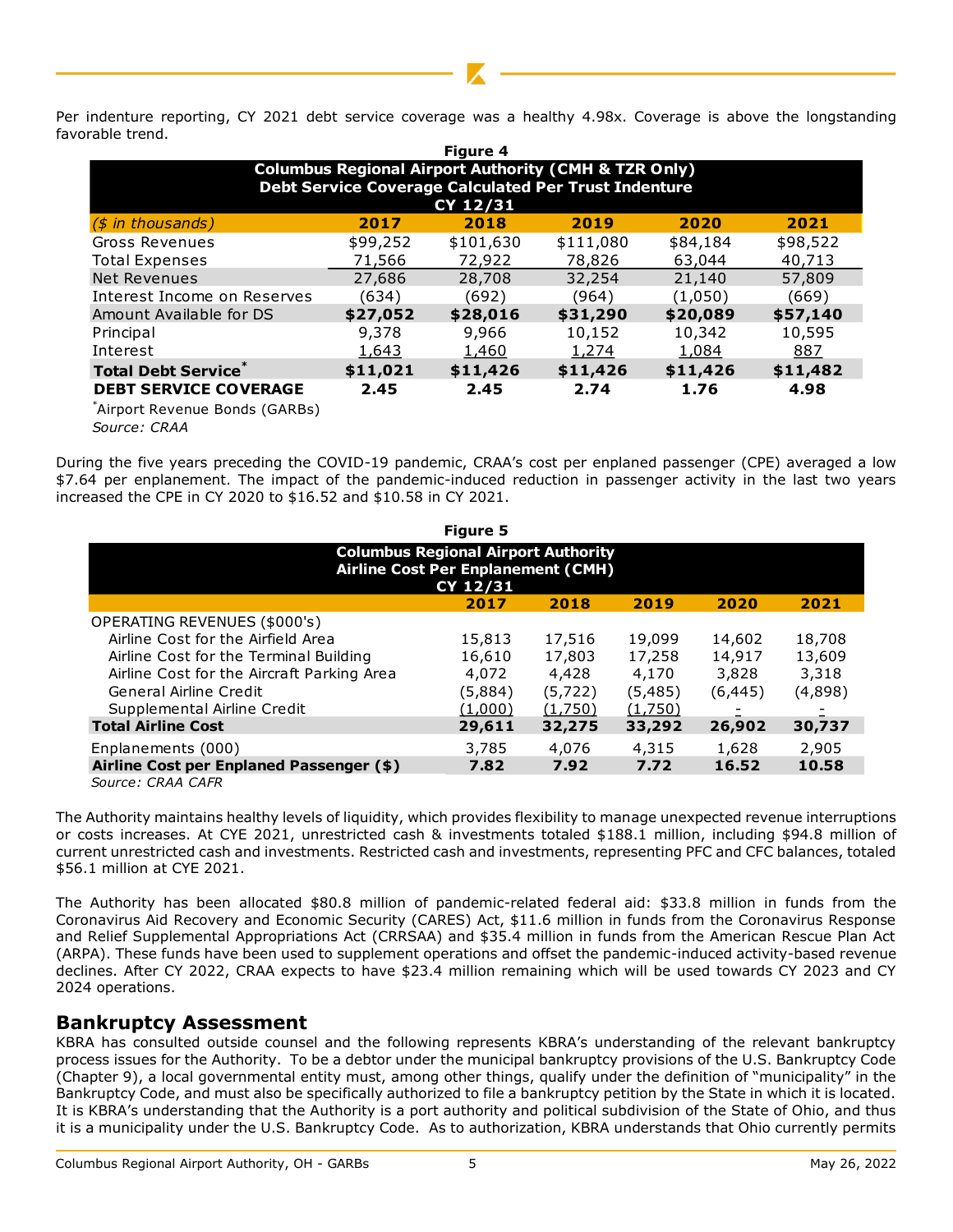Per indenture reporting, CY 2021 debt service coverage was a healthy 4.98x. Coverage is above the longstanding favorable trend.

**Figure 4**

| Columbus Regional Airport Authority (CMH & TZR Only) Debt Service Coverage Calculated Per Trust Indenture CY 12/31 | | | | | |
|---|---|---|---|---|---|
| *($ in thousands)* | **2017** | **2018** | **2019** | **2020** | **2021** |
| Gross Revenues | $99,252 | $101,630 | $111,080 | $84,184 | $98,522 |
| Total Expenses | 71,566 | 72,922 | 78,826 | 63,044 | 40,713 |
| Net Revenues | 27,686 | 28,708 | 32,254 | 21,140 | 57,809 |
| Interest Income on Reserves | (634) | (692) | (964) | (1,050) | (669) |
| Amount Available for DS | **$27,052** | **$28,016** | **$31,290** | **$20,089** | **$57,140** |
| Principal | 9,378 | 9,966 | 10,152 | 10,342 | 10,595 |
| Interest | 1,643 | 1,460 | 1,274 | 1,084 | 887 |
| **Total Debt Service*** | **$11,021** | **$11,426** | **$11,426** | **$11,426** | **$11,482** |
| **DEBT SERVICE COVERAGE** | **2.45** | **2.45** | **2.74** | **1.76** | **4.98** |

*Airport Revenue Bonds (GARBs)

*Source: CRAA*

During the five years preceding the COVID-19 pandemic, CRAA's cost per enplaned passenger (CPE) averaged a low $7.64 per enplanement. The impact of the pandemic-induced reduction in passenger activity in the last two years increased the CPE in CY 2020 to $16.52 and $10.58 in CY 2021.

**Figure 5**

| Columbus Regional Airport Authority Airline Cost Per Enplanement (CMH) CY 12/31 | | | | | |
|---|---|---|---|---|---|
| | **2017** | **2018** | **2019** | **2020** | **2021** |
| OPERATING REVENUES ($000's) | | | | | |
| Airline Cost for the Airfield Area | 15,813 | 17,516 | 19,099 | 14,602 | 18,708 |
| Airline Cost for the Terminal Building | 16,610 | 17,803 | 17,258 | 14,917 | 13,609 |
| Airline Cost for the Aircraft Parking Area | 4,072 | 4,428 | 4,170 | 3,828 | 3,318 |
| General Airline Credit | (5,884) | (5,722) | (5,485) | (6,445) | (4,898) |
| Supplemental Airline Credit | (1,000) | (1,750) | (1,750) | - | - |
| **Total Airline Cost** | **29,611** | **32,275** | **33,292** | **26,902** | **30,737** |
| Enplanements (000) | 3,785 | 4,076 | 4,315 | 1,628 | 2,905 |
| **Airline Cost per Enplaned Passenger ($)** | **7.82** | **7.92** | **7.72** | **16.52** | **10.58** |

*Source: CRAA CAFR*

The Authority maintains healthy levels of liquidity, which provides flexibility to manage unexpected revenue interruptions or costs increases. At CYE 2021, unrestricted cash & investments totaled $188.1 million, including $94.8 million of current unrestricted cash and investments. Restricted cash and investments, representing PFC and CFC balances, totaled $56.1 million at CYE 2021.

The Authority has been allocated $80.8 million of pandemic-related federal aid: $33.8 million in funds from the Coronavirus Aid Recovery and Economic Security (CARES) Act, $11.6 million in funds from the Coronavirus Response and Relief Supplemental Appropriations Act (CRRSAA) and $35.4 million in funds from the American Rescue Plan Act (ARPA). These funds have been used to supplement operations and offset the pandemic-induced activity-based revenue declines. After CY 2022, CRAA expects to have $23.4 million remaining which will be used towards CY 2023 and CY 2024 operations.

## Bankruptcy Assessment

KBRA has consulted outside counsel and the following represents KBRA's understanding of the relevant bankruptcy process issues for the Authority. To be a debtor under the municipal bankruptcy provisions of the U.S. Bankruptcy Code (Chapter 9), a local governmental entity must, among other things, qualify under the definition of "municipality" in the Bankruptcy Code, and must also be specifically authorized to file a bankruptcy petition by the State in which it is located. It is KBRA's understanding that the Authority is a port authority and political subdivision of the State of Ohio, and thus it is a municipality under the U.S. Bankruptcy Code. As to authorization, KBRA understands that Ohio currently permits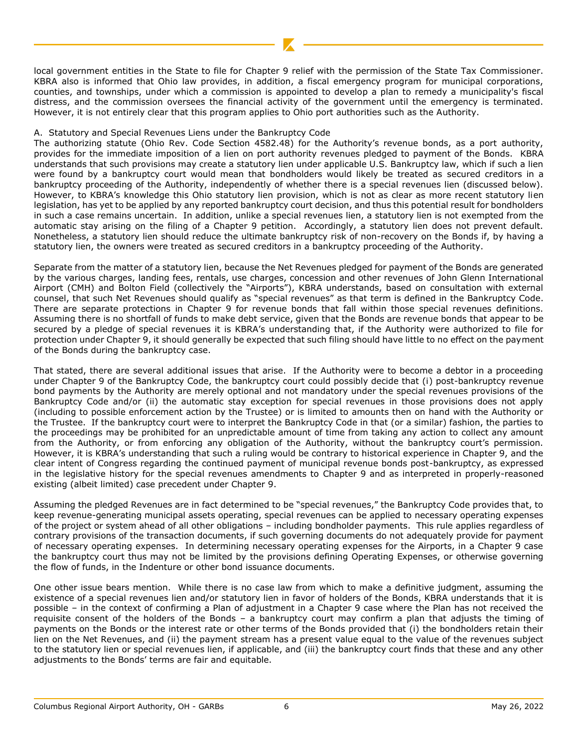local government entities in the State to file for Chapter 9 relief with the permission of the State Tax Commissioner. KBRA also is informed that Ohio law provides, in addition, a fiscal emergency program for municipal corporations, counties, and townships, under which a commission is appointed to develop a plan to remedy a municipality's fiscal distress, and the commission oversees the financial activity of the government until the emergency is terminated. However, it is not entirely clear that this program applies to Ohio port authorities such as the Authority.

A. Statutory and Special Revenues Liens under the Bankruptcy Code

The authorizing statute (Ohio Rev. Code Section 4582.48) for the Authority's revenue bonds, as a port authority, provides for the immediate imposition of a lien on port authority revenues pledged to payment of the Bonds. KBRA understands that such provisions may create a statutory lien under applicable U.S. Bankruptcy law, which if such a lien were found by a bankruptcy court would mean that bondholders would likely be treated as secured creditors in a bankruptcy proceeding of the Authority, independently of whether there is a special revenues lien (discussed below). However, to KBRA's knowledge this Ohio statutory lien provision, which is not as clear as more recent statutory lien legislation, has yet to be applied by any reported bankruptcy court decision, and thus this potential result for bondholders in such a case remains uncertain. In addition, unlike a special revenues lien, a statutory lien is not exempted from the automatic stay arising on the filing of a Chapter 9 petition. Accordingly, a statutory lien does not prevent default. Nonetheless, a statutory lien should reduce the ultimate bankruptcy risk of non-recovery on the Bonds if, by having a statutory lien, the owners were treated as secured creditors in a bankruptcy proceeding of the Authority.

Separate from the matter of a statutory lien, because the Net Revenues pledged for payment of the Bonds are generated by the various charges, landing fees, rentals, use charges, concession and other revenues of John Glenn International Airport (CMH) and Bolton Field (collectively the "Airports"), KBRA understands, based on consultation with external counsel, that such Net Revenues should qualify as "special revenues" as that term is defined in the Bankruptcy Code. There are separate protections in Chapter 9 for revenue bonds that fall within those special revenues definitions. Assuming there is no shortfall of funds to make debt service, given that the Bonds are revenue bonds that appear to be secured by a pledge of special revenues it is KBRA's understanding that, if the Authority were authorized to file for protection under Chapter 9, it should generally be expected that such filing should have little to no effect on the payment of the Bonds during the bankruptcy case.

That stated, there are several additional issues that arise. If the Authority were to become a debtor in a proceeding under Chapter 9 of the Bankruptcy Code, the bankruptcy court could possibly decide that (i) post-bankruptcy revenue bond payments by the Authority are merely optional and not mandatory under the special revenues provisions of the Bankruptcy Code and/or (ii) the automatic stay exception for special revenues in those provisions does not apply (including to possible enforcement action by the Trustee) or is limited to amounts then on hand with the Authority or the Trustee. If the bankruptcy court were to interpret the Bankruptcy Code in that (or a similar) fashion, the parties to the proceedings may be prohibited for an unpredictable amount of time from taking any action to collect any amount from the Authority, or from enforcing any obligation of the Authority, without the bankruptcy court's permission. However, it is KBRA's understanding that such a ruling would be contrary to historical experience in Chapter 9, and the clear intent of Congress regarding the continued payment of municipal revenue bonds post-bankruptcy, as expressed in the legislative history for the special revenues amendments to Chapter 9 and as interpreted in properly-reasoned existing (albeit limited) case precedent under Chapter 9.

Assuming the pledged Revenues are in fact determined to be "special revenues," the Bankruptcy Code provides that, to keep revenue-generating municipal assets operating, special revenues can be applied to necessary operating expenses of the project or system ahead of all other obligations – including bondholder payments. This rule applies regardless of contrary provisions of the transaction documents, if such governing documents do not adequately provide for payment of necessary operating expenses. In determining necessary operating expenses for the Airports, in a Chapter 9 case the bankruptcy court thus may not be limited by the provisions defining Operating Expenses, or otherwise governing the flow of funds, in the Indenture or other bond issuance documents.

One other issue bears mention. While there is no case law from which to make a definitive judgment, assuming the existence of a special revenues lien and/or statutory lien in favor of holders of the Bonds, KBRA understands that it is possible – in the context of confirming a Plan of adjustment in a Chapter 9 case where the Plan has not received the requisite consent of the holders of the Bonds – a bankruptcy court may confirm a plan that adjusts the timing of payments on the Bonds or the interest rate or other terms of the Bonds provided that (i) the bondholders retain their lien on the Net Revenues, and (ii) the payment stream has a present value equal to the value of the revenues subject to the statutory lien or special revenues lien, if applicable, and (iii) the bankruptcy court finds that these and any other adjustments to the Bonds' terms are fair and equitable.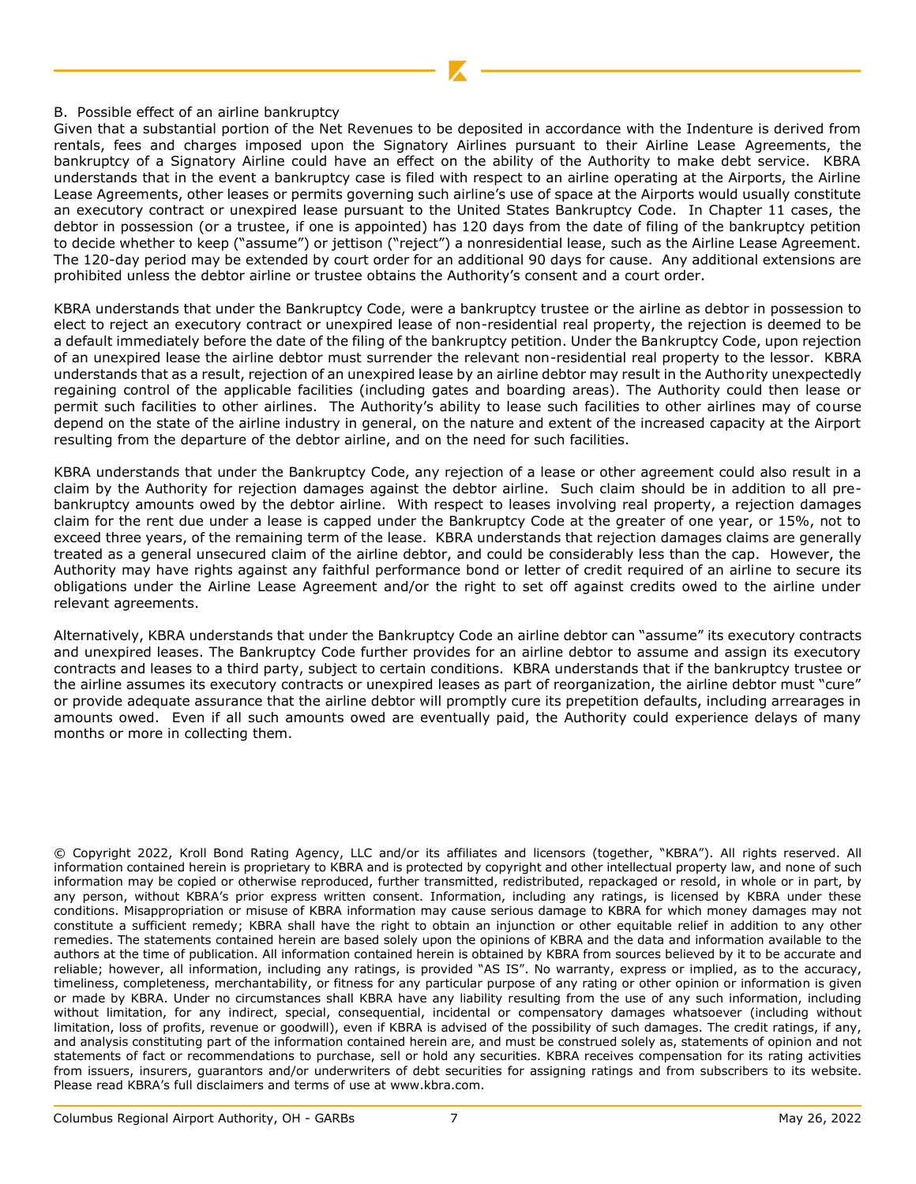B. Possible effect of an airline bankruptcy

Given that a substantial portion of the Net Revenues to be deposited in accordance with the Indenture is derived from rentals, fees and charges imposed upon the Signatory Airlines pursuant to their Airline Lease Agreements, the bankruptcy of a Signatory Airline could have an effect on the ability of the Authority to make debt service. KBRA understands that in the event a bankruptcy case is filed with respect to an airline operating at the Airports, the Airline Lease Agreements, other leases or permits governing such airline's use of space at the Airports would usually constitute an executory contract or unexpired lease pursuant to the United States Bankruptcy Code. In Chapter 11 cases, the debtor in possession (or a trustee, if one is appointed) has 120 days from the date of filing of the bankruptcy petition to decide whether to keep ("assume") or jettison ("reject") a nonresidential lease, such as the Airline Lease Agreement. The 120-day period may be extended by court order for an additional 90 days for cause. Any additional extensions are prohibited unless the debtor airline or trustee obtains the Authority's consent and a court order.

KBRA understands that under the Bankruptcy Code, were a bankruptcy trustee or the airline as debtor in possession to elect to reject an executory contract or unexpired lease of non-residential real property, the rejection is deemed to be a default immediately before the date of the filing of the bankruptcy petition. Under the Bankruptcy Code, upon rejection of an unexpired lease the airline debtor must surrender the relevant non-residential real property to the lessor. KBRA understands that as a result, rejection of an unexpired lease by an airline debtor may result in the Authority unexpectedly regaining control of the applicable facilities (including gates and boarding areas). The Authority could then lease or permit such facilities to other airlines. The Authority's ability to lease such facilities to other airlines may of course depend on the state of the airline industry in general, on the nature and extent of the increased capacity at the Airport resulting from the departure of the debtor airline, and on the need for such facilities.

KBRA understands that under the Bankruptcy Code, any rejection of a lease or other agreement could also result in a claim by the Authority for rejection damages against the debtor airline. Such claim should be in addition to all pre-bankruptcy amounts owed by the debtor airline. With respect to leases involving real property, a rejection damages claim for the rent due under a lease is capped under the Bankruptcy Code at the greater of one year, or 15%, not to exceed three years, of the remaining term of the lease. KBRA understands that rejection damages claims are generally treated as a general unsecured claim of the airline debtor, and could be considerably less than the cap. However, the Authority may have rights against any faithful performance bond or letter of credit required of an airline to secure its obligations under the Airline Lease Agreement and/or the right to set off against credits owed to the airline under relevant agreements.

Alternatively, KBRA understands that under the Bankruptcy Code an airline debtor can "assume" its executory contracts and unexpired leases. The Bankruptcy Code further provides for an airline debtor to assume and assign its executory contracts and leases to a third party, subject to certain conditions. KBRA understands that if the bankruptcy trustee or the airline assumes its executory contracts or unexpired leases as part of reorganization, the airline debtor must "cure" or provide adequate assurance that the airline debtor will promptly cure its prepetition defaults, including arrearages in amounts owed. Even if all such amounts owed are eventually paid, the Authority could experience delays of many months or more in collecting them.

© Copyright 2022, Kroll Bond Rating Agency, LLC and/or its affiliates and licensors (together, "KBRA"). All rights reserved. All information contained herein is proprietary to KBRA and is protected by copyright and other intellectual property law, and none of such information may be copied or otherwise reproduced, further transmitted, redistributed, repackaged or resold, in whole or in part, by any person, without KBRA's prior express written consent. Information, including any ratings, is licensed by KBRA under these conditions. Misappropriation or misuse of KBRA information may cause serious damage to KBRA for which money damages may not constitute a sufficient remedy; KBRA shall have the right to obtain an injunction or other equitable relief in addition to any other remedies. The statements contained herein are based solely upon the opinions of KBRA and the data and information available to the authors at the time of publication. All information contained herein is obtained by KBRA from sources believed by it to be accurate and reliable; however, all information, including any ratings, is provided "AS IS". No warranty, express or implied, as to the accuracy, timeliness, completeness, merchantability, or fitness for any particular purpose of any rating or other opinion or information is given or made by KBRA. Under no circumstances shall KBRA have any liability resulting from the use of any such information, including without limitation, for any indirect, special, consequential, incidental or compensatory damages whatsoever (including without limitation, loss of profits, revenue or goodwill), even if KBRA is advised of the possibility of such damages. The credit ratings, if any, and analysis constituting part of the information contained herein are, and must be construed solely as, statements of opinion and not statements of fact or recommendations to purchase, sell or hold any securities. KBRA receives compensation for its rating activities from issuers, insurers, guarantors and/or underwriters of debt securities for assigning ratings and from subscribers to its website. Please read KBRA's full disclaimers and terms of use at www.kbra.com.